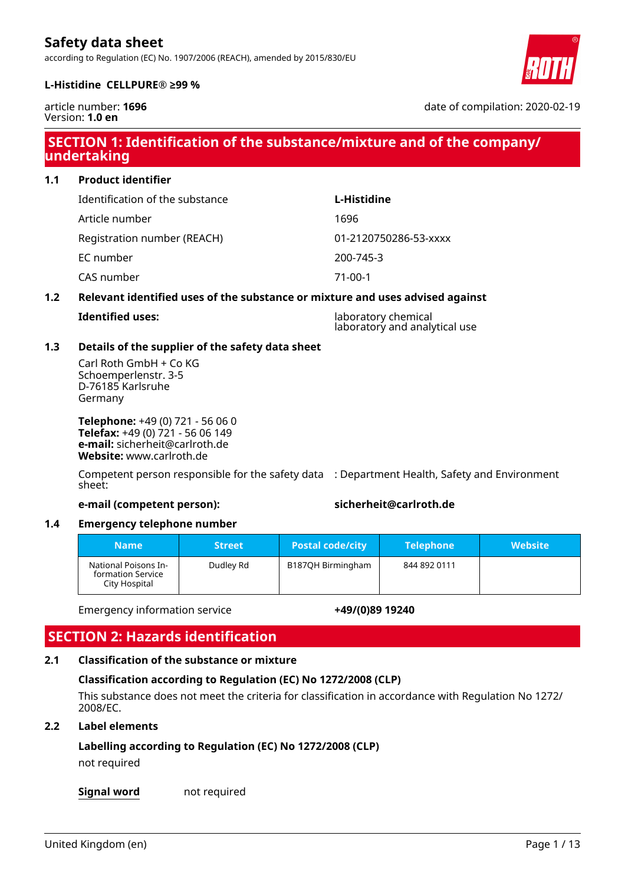# Safety data sheet

according to Regulation (EC) No. 1907/2006 (REACH), amended by 2015/830/EU

**L-Histidine CELLPURE® ≥99 %**

article number: **1696**
Version: **1.0 en**

date of compilation: 2020-02-19

## SECTION 1: Identification of the substance/mixture and of the company/undertaking

### 1.1 Product identifier

| | |
|---|---|
| Identification of the substance | **L-Histidine** |
| Article number | 1696 |
| Registration number (REACH) | 01-2120750286-53-xxxx |
| EC number | 200-745-3 |
| CAS number | 71-00-1 |

### 1.2 Relevant identified uses of the substance or mixture and uses advised against

**Identified uses:** laboratory chemical
laboratory and analytical use

### 1.3 Details of the supplier of the safety data sheet

Carl Roth GmbH + Co KG
Schoemperlenstr. 3-5
D-76185 Karlsruhe
Germany

**Telephone:** +49 (0) 721 - 56 06 0
**Telefax:** +49 (0) 721 - 56 06 149
**e-mail:** sicherheit@carlroth.de
**Website:** www.carlroth.de

Competent person responsible for the safety data sheet: : Department Health, Safety and Environment

**e-mail (competent person):** **sicherheit@carlroth.de**

### 1.4 Emergency telephone number

| Name | Street | Postal code/city | Telephone | Website |
|---|---|---|---|---|
| National Poisons Information Service City Hospital | Dudley Rd | B187QH Birmingham | 844 892 0111 | |

Emergency information service **+49/(0)89 19240**

## SECTION 2: Hazards identification

### 2.1 Classification of the substance or mixture

**Classification according to Regulation (EC) No 1272/2008 (CLP)**

This substance does not meet the criteria for classification in accordance with Regulation No 1272/2008/EC.

### 2.2 Label elements

**Labelling according to Regulation (EC) No 1272/2008 (CLP)**

not required

**Signal word** not required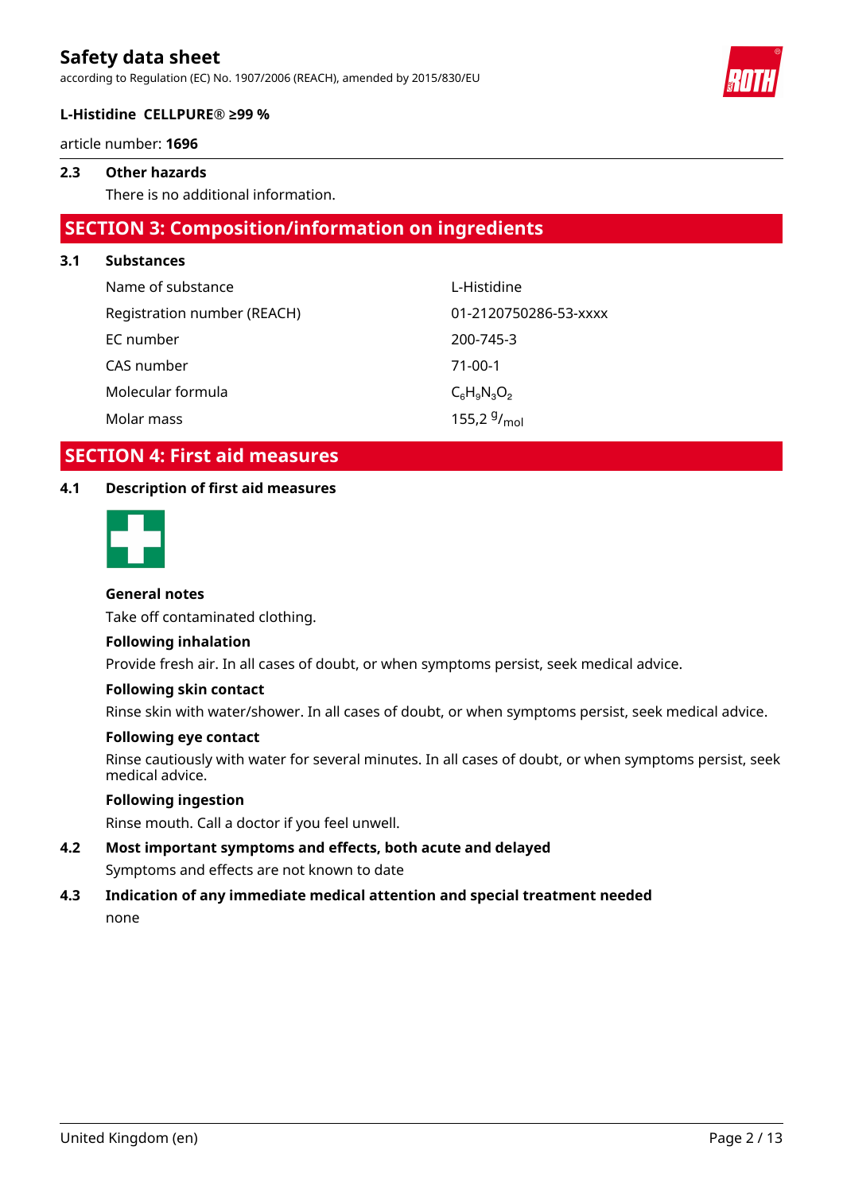### 2.3 Other hazards

There is no additional information.

## SECTION 3: Composition/information on ingredients

### 3.1 Substances

| | |
|---|---|
| Name of substance | L-Histidine |
| Registration number (REACH) | 01-2120750286-53-xxxx |
| EC number | 200-745-3 |
| CAS number | 71-00-1 |
| Molecular formula | $C_6H_9N_3O_2$ |
| Molar mass | 155,2 $^{g}/_{mol}$ |

## SECTION 4: First aid measures

### 4.1 Description of first aid measures

**General notes**

Take off contaminated clothing.

**Following inhalation**

Provide fresh air. In all cases of doubt, or when symptoms persist, seek medical advice.

**Following skin contact**

Rinse skin with water/shower. In all cases of doubt, or when symptoms persist, seek medical advice.

**Following eye contact**

Rinse cautiously with water for several minutes. In all cases of doubt, or when symptoms persist, seek medical advice.

**Following ingestion**

Rinse mouth. Call a doctor if you feel unwell.

### 4.2 Most important symptoms and effects, both acute and delayed

Symptoms and effects are not known to date

### 4.3 Indication of any immediate medical attention and special treatment needed

none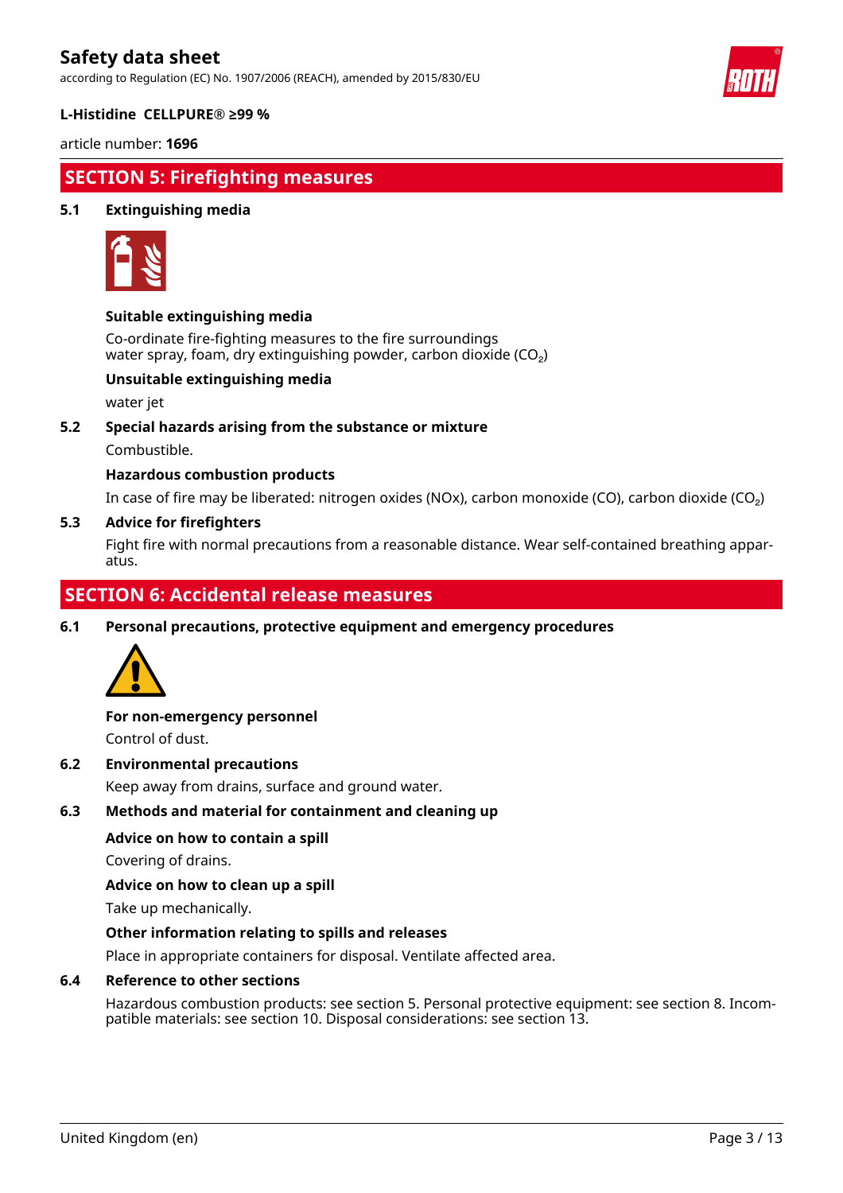## SECTION 5: Firefighting measures

### 5.1 Extinguishing media

**Suitable extinguishing media**

Co-ordinate fire-fighting measures to the fire surroundings
water spray, foam, dry extinguishing powder, carbon dioxide ($CO_2$)

**Unsuitable extinguishing media**

water jet

### 5.2 Special hazards arising from the substance or mixture

Combustible.

**Hazardous combustion products**

In case of fire may be liberated: nitrogen oxides (NOx), carbon monoxide (CO), carbon dioxide ($CO_2$)

### 5.3 Advice for firefighters

Fight fire with normal precautions from a reasonable distance. Wear self-contained breathing apparatus.

## SECTION 6: Accidental release measures

### 6.1 Personal precautions, protective equipment and emergency procedures

**For non-emergency personnel**

Control of dust.

### 6.2 Environmental precautions

Keep away from drains, surface and ground water.

### 6.3 Methods and material for containment and cleaning up

**Advice on how to contain a spill**

Covering of drains.

**Advice on how to clean up a spill**

Take up mechanically.

**Other information relating to spills and releases**

Place in appropriate containers for disposal. Ventilate affected area.

### 6.4 Reference to other sections

Hazardous combustion products: see section 5. Personal protective equipment: see section 8. Incompatible materials: see section 10. Disposal considerations: see section 13.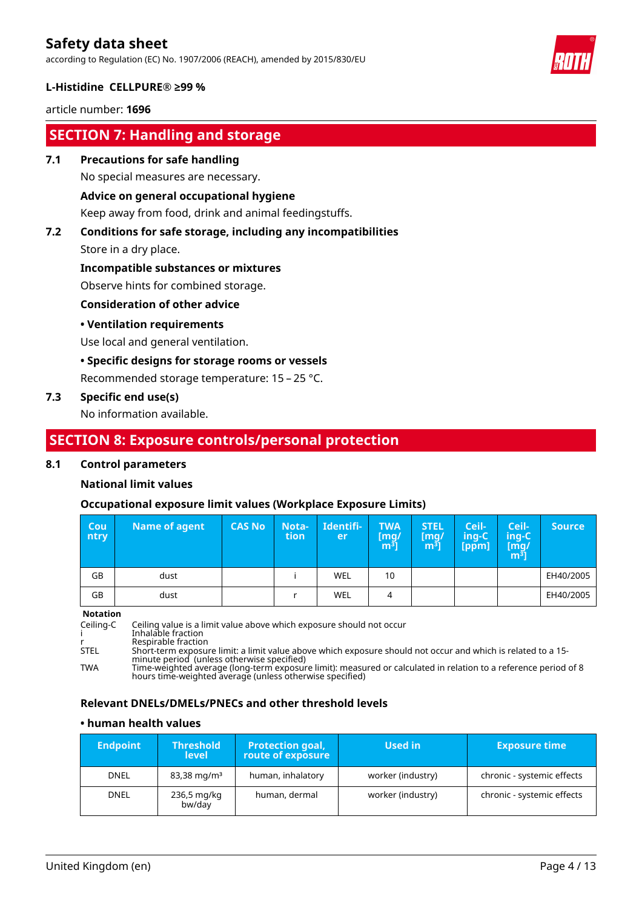## SECTION 7: Handling and storage

### 7.1 Precautions for safe handling

No special measures are necessary.

**Advice on general occupational hygiene**

Keep away from food, drink and animal feedingstuffs.

### 7.2 Conditions for safe storage, including any incompatibilities

Store in a dry place.

**Incompatible substances or mixtures**

Observe hints for combined storage.

**Consideration of other advice**

**• Ventilation requirements**

Use local and general ventilation.

**• Specific designs for storage rooms or vessels**

Recommended storage temperature: 15 – 25 °C.

### 7.3 Specific end use(s)

No information available.

## SECTION 8: Exposure controls/personal protection

### 8.1 Control parameters

**National limit values**

**Occupational exposure limit values (Workplace Exposure Limits)**

| Country | Name of agent | CAS No | Notation | Identifier | TWA [mg/m³] | STEL [mg/m³] | Ceiling-C [ppm] | Ceiling-C [mg/m³] | Source |
|---|---|---|---|---|---|---|---|---|---|
| GB | dust | | i | WEL | 10 | | | | EH40/2005 |
| GB | dust | | r | WEL | 4 | | | | EH40/2005 |

**Notation**

- Ceiling-C: Ceiling value is a limit value above which exposure should not occur
- i: Inhalable fraction
- r: Respirable fraction
- STEL: Short-term exposure limit: a limit value above which exposure should not occur and which is related to a 15-minute period (unless otherwise specified)
- TWA: Time-weighted average (long-term exposure limit): measured or calculated in relation to a reference period of 8 hours time-weighted average (unless otherwise specified)

**Relevant DNELs/DMELs/PNECs and other threshold levels**

**• human health values**

| Endpoint | Threshold level | Protection goal, route of exposure | Used in | Exposure time |
|---|---|---|---|---|
| DNEL | 83,38 mg/m³ | human, inhalatory | worker (industry) | chronic - systemic effects |
| DNEL | 236,5 mg/kg bw/day | human, dermal | worker (industry) | chronic - systemic effects |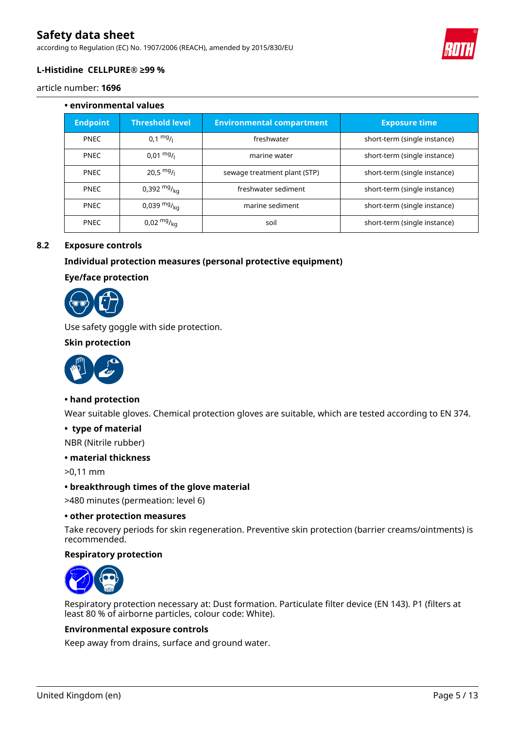• **environmental values**

| Endpoint | Threshold level | Environmental compartment | Exposure time |
|---|---|---|---|
| PNEC | 0,1 $^{mg}/_{l}$ | freshwater | short-term (single instance) |
| PNEC | 0,01 $^{mg}/_{l}$ | marine water | short-term (single instance) |
| PNEC | 20,5 $^{mg}/_{l}$ | sewage treatment plant (STP) | short-term (single instance) |
| PNEC | 0,392 $^{mg}/_{kg}$ | freshwater sediment | short-term (single instance) |
| PNEC | 0,039 $^{mg}/_{kg}$ | marine sediment | short-term (single instance) |
| PNEC | 0,02 $^{mg}/_{kg}$ | soil | short-term (single instance) |

## 8.2 Exposure controls

### Individual protection measures (personal protective equipment)

#### Eye/face protection

Use safety goggle with side protection.

#### Skin protection

• **hand protection**

Wear suitable gloves. Chemical protection gloves are suitable, which are tested according to EN 374.

• **type of material**

NBR (Nitrile rubber)

• **material thickness**

>0,11 mm

• **breakthrough times of the glove material**

>480 minutes (permeation: level 6)

• **other protection measures**

Take recovery periods for skin regeneration. Preventive skin protection (barrier creams/ointments) is recommended.

#### Respiratory protection

Respiratory protection necessary at: Dust formation. Particulate filter device (EN 143). P1 (filters at least 80 % of airborne particles, colour code: White).

#### Environmental exposure controls

Keep away from drains, surface and ground water.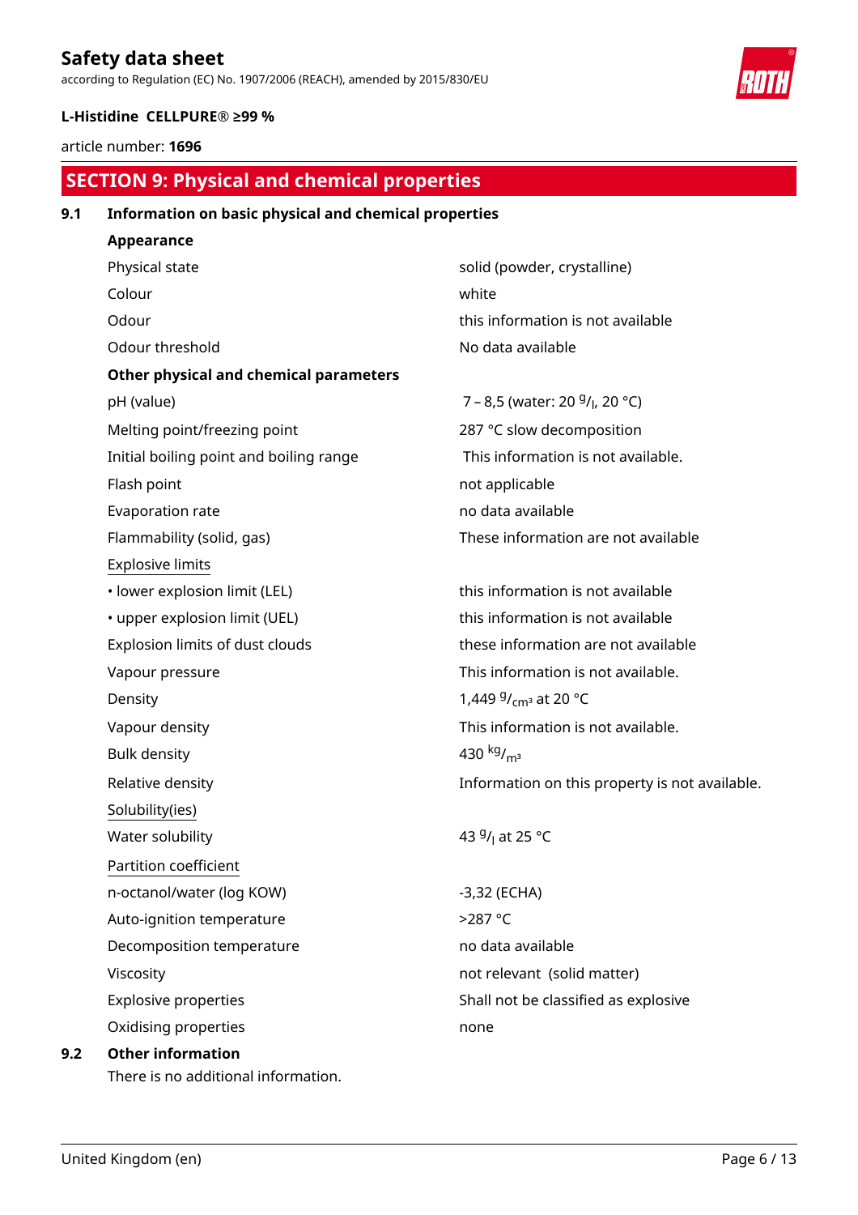## SECTION 9: Physical and chemical properties

### 9.1 Information on basic physical and chemical properties

**Appearance**

| | |
|---|---|
| Physical state | solid (powder, crystalline) |
| Colour | white |
| Odour | this information is not available |
| Odour threshold | No data available |

**Other physical and chemical parameters**

| | |
|---|---|
| pH (value) | 7 – 8,5 (water: 20 $^{g}/_{l}$, 20 °C) |
| Melting point/freezing point | 287 °C slow decomposition |
| Initial boiling point and boiling range | This information is not available. |
| Flash point | not applicable |
| Evaporation rate | no data available |
| Flammability (solid, gas) | These information are not available |
| Explosive limits | |
| • lower explosion limit (LEL) | this information is not available |
| • upper explosion limit (UEL) | this information is not available |
| Explosion limits of dust clouds | these information are not available |
| Vapour pressure | This information is not available. |
| Density | 1,449 $^{g}/_{cm^3}$ at 20 °C |
| Vapour density | This information is not available. |
| Bulk density | 430 $^{kg}/_{m^3}$ |
| Relative density | Information on this property is not available. |
| Solubility(ies) | |
| Water solubility | 43 $^{g}/_{l}$ at 25 °C |
| Partition coefficient | |
| n-octanol/water (log KOW) | -3,32 (ECHA) |
| Auto-ignition temperature | >287 °C |
| Decomposition temperature | no data available |
| Viscosity | not relevant (solid matter) |
| Explosive properties | Shall not be classified as explosive |
| Oxidising properties | none |

### 9.2 Other information

There is no additional information.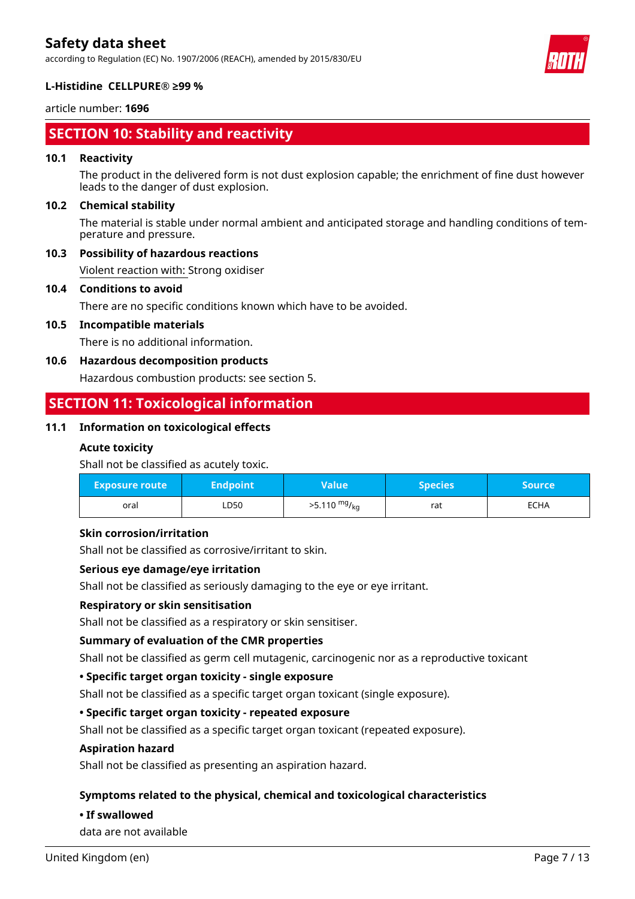## SECTION 10: Stability and reactivity

### 10.1 Reactivity

The product in the delivered form is not dust explosion capable; the enrichment of fine dust however leads to the danger of dust explosion.

### 10.2 Chemical stability

The material is stable under normal ambient and anticipated storage and handling conditions of temperature and pressure.

### 10.3 Possibility of hazardous reactions

Violent reaction with: Strong oxidiser

### 10.4 Conditions to avoid

There are no specific conditions known which have to be avoided.

### 10.5 Incompatible materials

There is no additional information.

### 10.6 Hazardous decomposition products

Hazardous combustion products: see section 5.

## SECTION 11: Toxicological information

### 11.1 Information on toxicological effects

**Acute toxicity**

Shall not be classified as acutely toxic.

| Exposure route | Endpoint | Value | Species | Source |
|---|---|---|---|---|
| oral | LD50 | >5.110 $^{mg}/_{kg}$ | rat | ECHA |

**Skin corrosion/irritation**

Shall not be classified as corrosive/irritant to skin.

**Serious eye damage/eye irritation**

Shall not be classified as seriously damaging to the eye or eye irritant.

**Respiratory or skin sensitisation**

Shall not be classified as a respiratory or skin sensitiser.

**Summary of evaluation of the CMR properties**

Shall not be classified as germ cell mutagenic, carcinogenic nor as a reproductive toxicant

**• Specific target organ toxicity - single exposure**

Shall not be classified as a specific target organ toxicant (single exposure).

**• Specific target organ toxicity - repeated exposure**

Shall not be classified as a specific target organ toxicant (repeated exposure).

**Aspiration hazard**

Shall not be classified as presenting an aspiration hazard.

**Symptoms related to the physical, chemical and toxicological characteristics**

**• If swallowed**

data are not available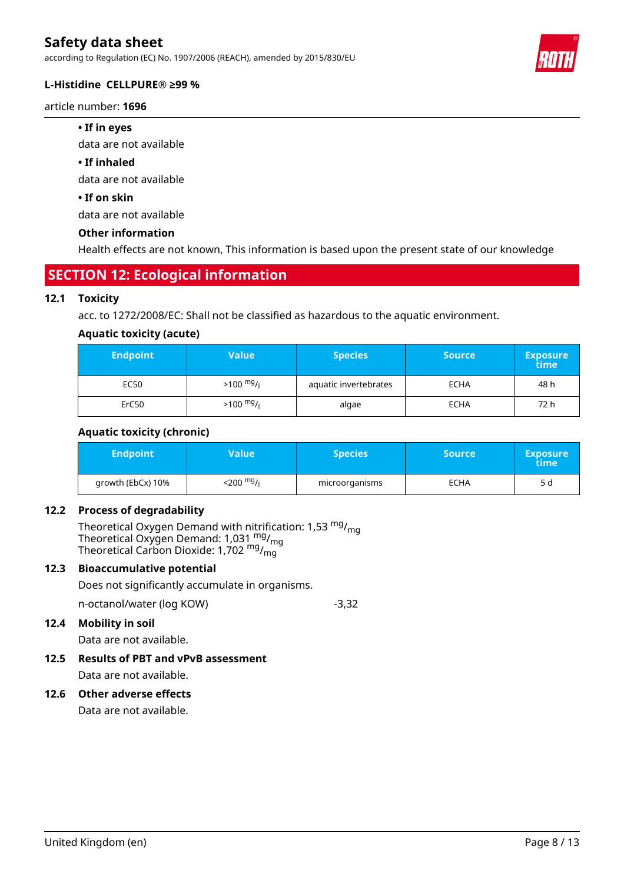- **If in eyes**

data are not available

- **If inhaled**

data are not available

- **If on skin**

data are not available

**Other information**

Health effects are not known, This information is based upon the present state of our knowledge

## SECTION 12: Ecological information

### 12.1 Toxicity

acc. to 1272/2008/EC: Shall not be classified as hazardous to the aquatic environment.

**Aquatic toxicity (acute)**

| Endpoint | Value | Species | Source | Exposure time |
|---|---|---|---|---|
| EC50 | >100 $^{mg}/_{l}$ | aquatic invertebrates | ECHA | 48 h |
| ErC50 | >100 $^{mg}/_{l}$ | algae | ECHA | 72 h |

**Aquatic toxicity (chronic)**

| Endpoint | Value | Species | Source | Exposure time |
|---|---|---|---|---|
| growth (EbCx) 10% | <200 $^{mg}/_{l}$ | microorganisms | ECHA | 5 d |

### 12.2 Process of degradability

Theoretical Oxygen Demand with nitrification: 1,53 $^{mg}/_{mg}$
Theoretical Oxygen Demand: 1,031 $^{mg}/_{mg}$
Theoretical Carbon Dioxide: 1,702 $^{mg}/_{mg}$

### 12.3 Bioaccumulative potential

Does not significantly accumulate in organisms.

| | |
|---|---|
| n-octanol/water (log KOW) | -3,32 |

### 12.4 Mobility in soil

Data are not available.

### 12.5 Results of PBT and vPvB assessment

Data are not available.

### 12.6 Other adverse effects

Data are not available.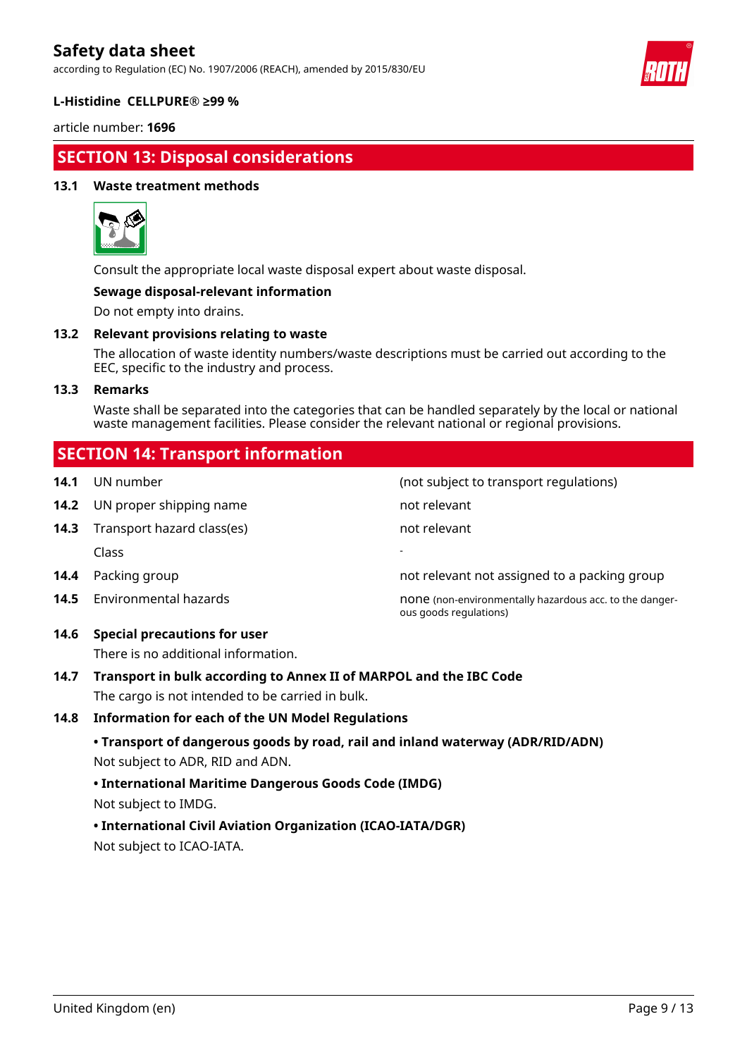## SECTION 13: Disposal considerations

### 13.1 Waste treatment methods

Consult the appropriate local waste disposal expert about waste disposal.

**Sewage disposal-relevant information**

Do not empty into drains.

### 13.2 Relevant provisions relating to waste

The allocation of waste identity numbers/waste descriptions must be carried out according to the EEC, specific to the industry and process.

### 13.3 Remarks

Waste shall be separated into the categories that can be handled separately by the local or national waste management facilities. Please consider the relevant national or regional provisions.

## SECTION 14: Transport information

| | | |
|---|---|---|
| **14.1** | UN number | (not subject to transport regulations) |
| **14.2** | UN proper shipping name | not relevant |
| **14.3** | Transport hazard class(es) | not relevant |
| | Class | - |
| **14.4** | Packing group | not relevant not assigned to a packing group |
| **14.5** | Environmental hazards | none (non-environmentally hazardous acc. to the dangerous goods regulations) |

### 14.6 Special precautions for user

There is no additional information.

### 14.7 Transport in bulk according to Annex II of MARPOL and the IBC Code

The cargo is not intended to be carried in bulk.

### 14.8 Information for each of the UN Model Regulations

**• Transport of dangerous goods by road, rail and inland waterway (ADR/RID/ADN)**

Not subject to ADR, RID and ADN.

**• International Maritime Dangerous Goods Code (IMDG)**

Not subject to IMDG.

**• International Civil Aviation Organization (ICAO-IATA/DGR)**

Not subject to ICAO-IATA.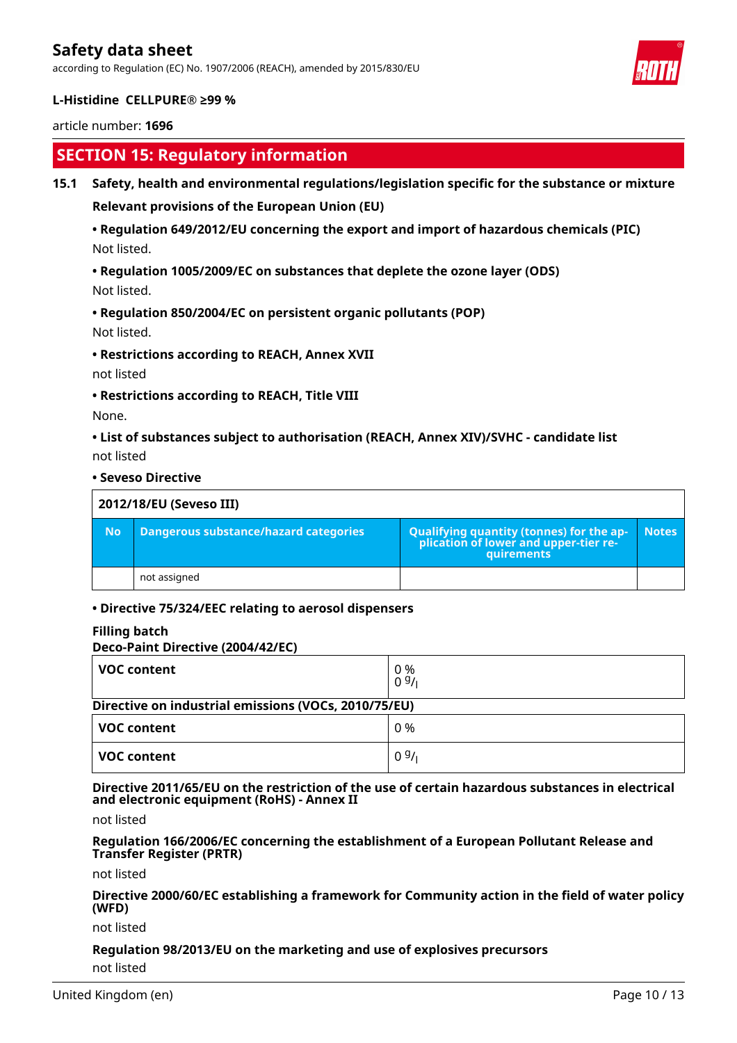## SECTION 15: Regulatory information

### 15.1 Safety, health and environmental regulations/legislation specific for the substance or mixture

**Relevant provisions of the European Union (EU)**

**• Regulation 649/2012/EU concerning the export and import of hazardous chemicals (PIC)**

Not listed.

**• Regulation 1005/2009/EC on substances that deplete the ozone layer (ODS)**

Not listed.

**• Regulation 850/2004/EC on persistent organic pollutants (POP)**

Not listed.

**• Restrictions according to REACH, Annex XVII**

not listed

**• Restrictions according to REACH, Title VIII**

None.

**• List of substances subject to authorisation (REACH, Annex XIV)/SVHC - candidate list**

not listed

**• Seveso Directive**

| 2012/18/EU (Seveso III) | | | |
|---|---|---|---|
| **No** | **Dangerous substance/hazard categories** | **Qualifying quantity (tonnes) for the application of lower and upper-tier requirements** | **Notes** |
| | not assigned | | |

**• Directive 75/324/EEC relating to aerosol dispensers**

**Filling batch**

**Deco-Paint Directive (2004/42/EC)**

| VOC content | 0 %<br>0 g/l |
|---|---|

**Directive on industrial emissions (VOCs, 2010/75/EU)**

| VOC content | 0 % |
|---|---|
| **VOC content** | 0 g/l |

**Directive 2011/65/EU on the restriction of the use of certain hazardous substances in electrical and electronic equipment (RoHS) - Annex II**

not listed

**Regulation 166/2006/EC concerning the establishment of a European Pollutant Release and Transfer Register (PRTR)**

not listed

**Directive 2000/60/EC establishing a framework for Community action in the field of water policy (WFD)**

not listed

**Regulation 98/2013/EU on the marketing and use of explosives precursors**

not listed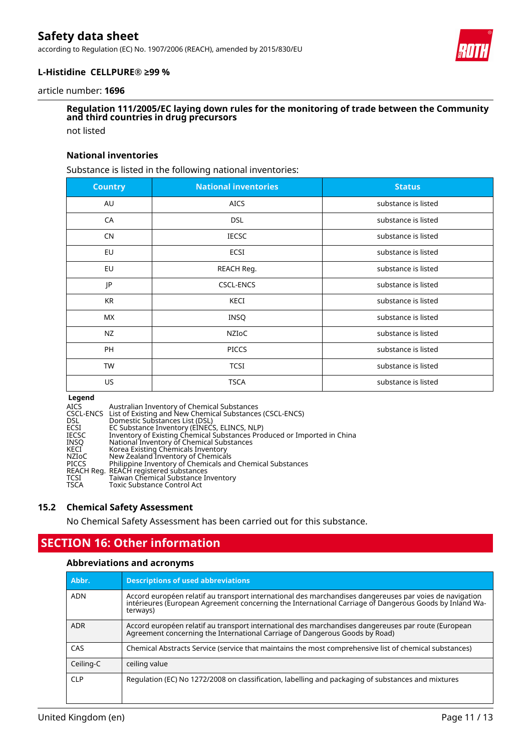**Regulation 111/2005/EC laying down rules for the monitoring of trade between the Community and third countries in drug precursors**

not listed

**National inventories**

Substance is listed in the following national inventories:

| Country | National inventories | Status |
|---|---|---|
| AU | AICS | substance is listed |
| CA | DSL | substance is listed |
| CN | IECSC | substance is listed |
| EU | ECSI | substance is listed |
| EU | REACH Reg. | substance is listed |
| JP | CSCL-ENCS | substance is listed |
| KR | KECI | substance is listed |
| MX | INSQ | substance is listed |
| NZ | NZIoC | substance is listed |
| PH | PICCS | substance is listed |
| TW | TCSI | substance is listed |
| US | TSCA | substance is listed |

**Legend**

AICS Australian Inventory of Chemical Substances
CSCL-ENCS List of Existing and New Chemical Substances (CSCL-ENCS)
DSL Domestic Substances List (DSL)
ECSI EC Substance Inventory (EINECS, ELINCS, NLP)
IECSC Inventory of Existing Chemical Substances Produced or Imported in China
INSQ National Inventory of Chemical Substances
KECI Korea Existing Chemicals Inventory
NZIoC New Zealand Inventory of Chemicals
PICCS Philippine Inventory of Chemicals and Chemical Substances
REACH Reg. REACH registered substances
TCSI Taiwan Chemical Substance Inventory
TSCA Toxic Substance Control Act

### 15.2 Chemical Safety Assessment

No Chemical Safety Assessment has been carried out for this substance.

## SECTION 16: Other information

**Abbreviations and acronyms**

| Abbr. | Descriptions of used abbreviations |
|---|---|
| ADN | Accord européen relatif au transport international des marchandises dangereuses par voies de navigation intérieures (European Agreement concerning the International Carriage of Dangerous Goods by Inland Waterways) |
| ADR | Accord européen relatif au transport international des marchandises dangereuses par route (European Agreement concerning the International Carriage of Dangerous Goods by Road) |
| CAS | Chemical Abstracts Service (service that maintains the most comprehensive list of chemical substances) |
| Ceiling-C | ceiling value |
| CLP | Regulation (EC) No 1272/2008 on classification, labelling and packaging of substances and mixtures |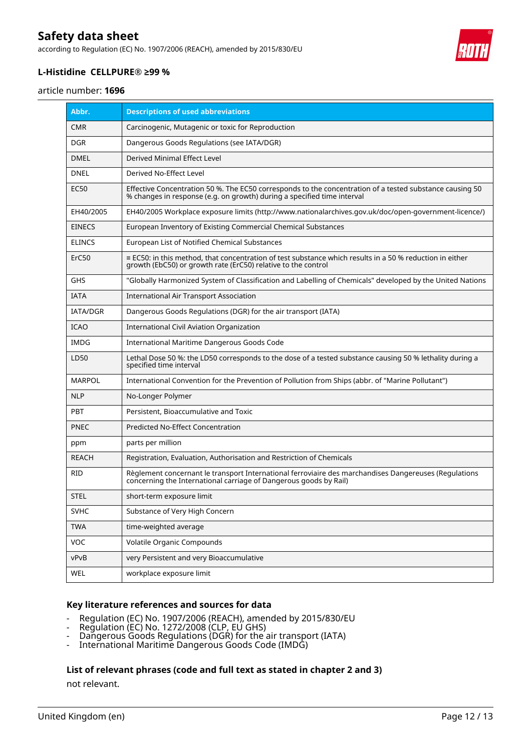| Abbr. | Descriptions of used abbreviations |
| --- | --- |
| CMR | Carcinogenic, Mutagenic or toxic for Reproduction |
| DGR | Dangerous Goods Regulations (see IATA/DGR) |
| DMEL | Derived Minimal Effect Level |
| DNEL | Derived No-Effect Level |
| EC50 | Effective Concentration 50 %. The EC50 corresponds to the concentration of a tested substance causing 50 % changes in response (e.g. on growth) during a specified time interval |
| EH40/2005 | EH40/2005 Workplace exposure limits (http://www.nationalarchives.gov.uk/doc/open-government-licence/) |
| EINECS | European Inventory of Existing Commercial Chemical Substances |
| ELINCS | European List of Notified Chemical Substances |
| ErC50 | ≡ EC50: in this method, that concentration of test substance which results in a 50 % reduction in either growth (EbC50) or growth rate (ErC50) relative to the control |
| GHS | "Globally Harmonized System of Classification and Labelling of Chemicals" developed by the United Nations |
| IATA | International Air Transport Association |
| IATA/DGR | Dangerous Goods Regulations (DGR) for the air transport (IATA) |
| ICAO | International Civil Aviation Organization |
| IMDG | International Maritime Dangerous Goods Code |
| LD50 | Lethal Dose 50 %: the LD50 corresponds to the dose of a tested substance causing 50 % lethality during a specified time interval |
| MARPOL | International Convention for the Prevention of Pollution from Ships (abbr. of "Marine Pollutant") |
| NLP | No-Longer Polymer |
| PBT | Persistent, Bioaccumulative and Toxic |
| PNEC | Predicted No-Effect Concentration |
| ppm | parts per million |
| REACH | Registration, Evaluation, Authorisation and Restriction of Chemicals |
| RID | Règlement concernant le transport International ferroviaire des marchandises Dangereuses (Regulations concerning the International carriage of Dangerous goods by Rail) |
| STEL | short-term exposure limit |
| SVHC | Substance of Very High Concern |
| TWA | time-weighted average |
| VOC | Volatile Organic Compounds |
| vPvB | very Persistent and very Bioaccumulative |
| WEL | workplace exposure limit |

### Key literature references and sources for data

- Regulation (EC) No. 1907/2006 (REACH), amended by 2015/830/EU
- Regulation (EC) No. 1272/2008 (CLP, EU GHS)
- Dangerous Goods Regulations (DGR) for the air transport (IATA)
- International Maritime Dangerous Goods Code (IMDG)

### List of relevant phrases (code and full text as stated in chapter 2 and 3)

not relevant.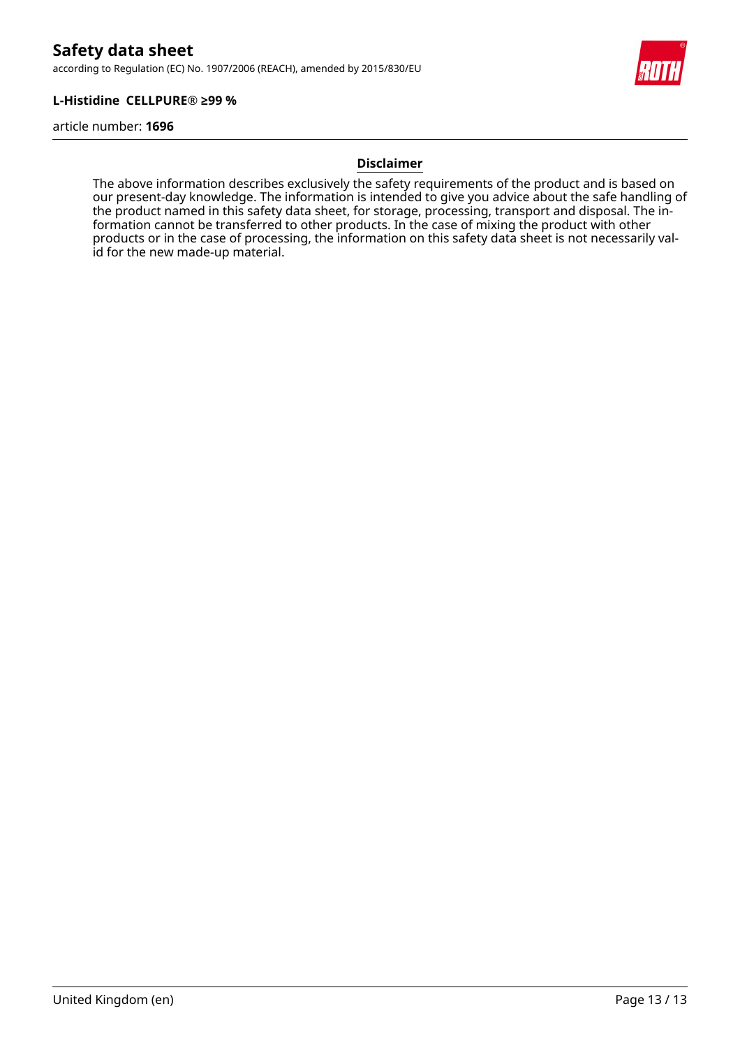## Disclaimer

The above information describes exclusively the safety requirements of the product and is based on our present-day knowledge. The information is intended to give you advice about the safe handling of the product named in this safety data sheet, for storage, processing, transport and disposal. The information cannot be transferred to other products. In the case of mixing the product with other products or in the case of processing, the information on this safety data sheet is not necessarily valid for the new made-up material.